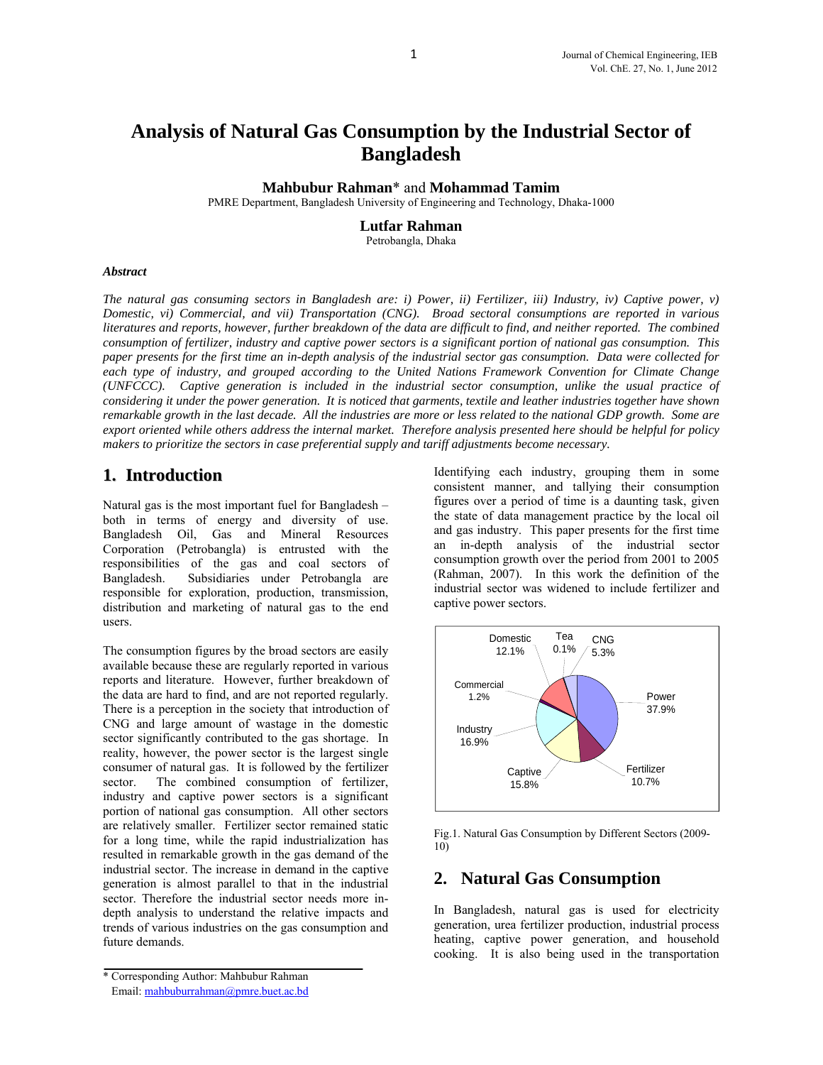# Analysis of Natural Gas Consumption by the Industrial Sector of Bangladesh

**Mahbubur Rahman*** and **Mohammad Tamim**

PMRE Department, Bangladesh University of Engineering and Technology, Dhaka-1000

**Lutfar Rahman**

Petrobangla, Dhaka

***Abstract***

*The natural gas consuming sectors in Bangladesh are: i) Power, ii) Fertilizer, iii) Industry, iv) Captive power, v) Domestic, vi) Commercial, and vii) Transportation (CNG). Broad sectoral consumptions are reported in various literatures and reports, however, further breakdown of the data are difficult to find, and neither reported. The combined consumption of fertilizer, industry and captive power sectors is a significant portion of national gas consumption. This paper presents for the first time an in-depth analysis of the industrial sector gas consumption. Data were collected for each type of industry, and grouped according to the United Nations Framework Convention for Climate Change (UNFCCC). Captive generation is included in the industrial sector consumption, unlike the usual practice of considering it under the power generation. It is noticed that garments, textile and leather industries together have shown remarkable growth in the last decade. All the industries are more or less related to the national GDP growth. Some are export oriented while others address the internal market. Therefore analysis presented here should be helpful for policy makers to prioritize the sectors in case preferential supply and tariff adjustments become necessary.*

## 1. Introduction

Natural gas is the most important fuel for Bangladesh – both in terms of energy and diversity of use. Bangladesh Oil, Gas and Mineral Resources Corporation (Petrobangla) is entrusted with the responsibilities of the gas and coal sectors of Bangladesh. Subsidiaries under Petrobangla are responsible for exploration, production, transmission, distribution and marketing of natural gas to the end users.

The consumption figures by the broad sectors are easily available because these are regularly reported in various reports and literature. However, further breakdown of the data are hard to find, and are not reported regularly. There is a perception in the society that introduction of CNG and large amount of wastage in the domestic sector significantly contributed to the gas shortage. In reality, however, the power sector is the largest single consumer of natural gas. It is followed by the fertilizer sector. The combined consumption of fertilizer, industry and captive power sectors is a significant portion of national gas consumption. All other sectors are relatively smaller. Fertilizer sector remained static for a long time, while the rapid industrialization has resulted in remarkable growth in the gas demand of the industrial sector. The increase in demand in the captive generation is almost parallel to that in the industrial sector. Therefore the industrial sector needs more in-depth analysis to understand the relative impacts and trends of various industries on the gas consumption and future demands.

Identifying each industry, grouping them in some consistent manner, and tallying their consumption figures over a period of time is a daunting task, given the state of data management practice by the local oil and gas industry. This paper presents for the first time an in-depth analysis of the industrial sector consumption growth over the period from 2001 to 2005 (Rahman, 2007). In this work the definition of the industrial sector was widened to include fertilizer and captive power sectors.

Domestic 12.1%
Tea 0.1%
CNG 5.3%
Commercial 1.2%
Power 37.9%
Industry 16.9%
Captive 15.8%
Fertilizer 10.7%

Fig.1. Natural Gas Consumption by Different Sectors (2009-10)

## 2. Natural Gas Consumption

In Bangladesh, natural gas is used for electricity generation, urea fertilizer production, industrial process heating, captive power generation, and household cooking. It is also being used in the transportation

* Corresponding Author: Mahbubur Rahman
Email: mahbuburrahman@pmre.buet.ac.bd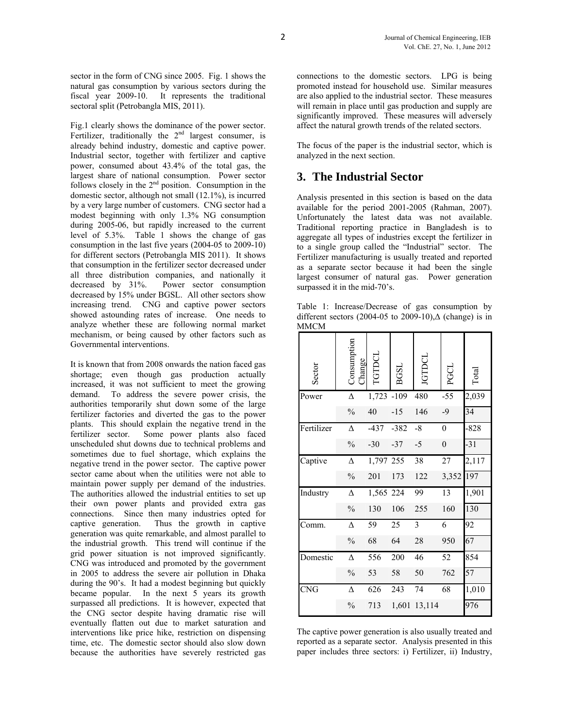sector in the form of CNG since 2005. Fig. 1 shows the natural gas consumption by various sectors during the fiscal year 2009-10. It represents the traditional sectoral split (Petrobangla MIS, 2011).

Fig.1 clearly shows the dominance of the power sector. Fertilizer, traditionally the 2nd largest consumer, is already behind industry, domestic and captive power. Industrial sector, together with fertilizer and captive power, consumed about 43.4% of the total gas, the largest share of national consumption. Power sector follows closely in the 2nd position. Consumption in the domestic sector, although not small (12.1%), is incurred by a very large number of customers. CNG sector had a modest beginning with only 1.3% NG consumption during 2005-06, but rapidly increased to the current level of 5.3%. Table 1 shows the change of gas consumption in the last five years (2004-05 to 2009-10) for different sectors (Petrobangla MIS 2011). It shows that consumption in the fertilizer sector decreased under all three distribution companies, and nationally it decreased by 31%. Power sector consumption decreased by 15% under BGSL. All other sectors show increasing trend. CNG and captive power sectors showed astounding rates of increase. One needs to analyze whether these are following normal market mechanism, or being caused by other factors such as Governmental interventions.

It is known that from 2008 onwards the nation faced gas shortage; even though gas production actually increased, it was not sufficient to meet the growing demand. To address the severe power crisis, the authorities temporarily shut down some of the large fertilizer factories and diverted the gas to the power plants. This should explain the negative trend in the fertilizer sector. Some power plants also faced unscheduled shut downs due to technical problems and sometimes due to fuel shortage, which explains the negative trend in the power sector. The captive power sector came about when the utilities were not able to maintain power supply per demand of the industries. The authorities allowed the industrial entities to set up their own power plants and provided extra gas connections. Since then many industries opted for captive generation. Thus the growth in captive generation was quite remarkable, and almost parallel to the industrial growth. This trend will continue if the grid power situation is not improved significantly. CNG was introduced and promoted by the government in 2005 to address the severe air pollution in Dhaka during the 90's. It had a modest beginning but quickly became popular. In the next 5 years its growth surpassed all predictions. It is however, expected that the CNG sector despite having dramatic rise will eventually flatten out due to market saturation and interventions like price hike, restriction on dispensing time, etc. The domestic sector should also slow down because the authorities have severely restricted gas connections to the domestic sectors. LPG is being promoted instead for household use. Similar measures are also applied to the industrial sector. These measures will remain in place until gas production and supply are significantly improved. These measures will adversely affect the natural growth trends of the related sectors.

The focus of the paper is the industrial sector, which is analyzed in the next section.

## 3. The Industrial Sector

Analysis presented in this section is based on the data available for the period 2001-2005 (Rahman, 2007). Unfortunately the latest data was not available. Traditional reporting practice in Bangladesh is to aggregate all types of industries except the fertilizer in to a single group called the "Industrial" sector. The Fertilizer manufacturing is usually treated and reported as a separate sector because it had been the single largest consumer of natural gas. Power generation surpassed it in the mid-70's.

Table 1: Increase/Decrease of gas consumption by different sectors (2004-05 to 2009-10), Δ (change) is in MMCM

| Sector | Consumption Change | TGTDCL | BGSL | JGTDCL | PGCL | Total |
|---|---|---|---|---|---|---|
| Power | Δ | 1,723 | -109 | 480 | -55 | 2,039 |
| | % | 40 | -15 | 146 | -9 | 34 |
| Fertilizer | Δ | -437 | -382 | -8 | 0 | -828 |
| | % | -30 | -37 | -5 | 0 | -31 |
| Captive | Δ | 1,797 | 255 | 38 | 27 | 2,117 |
| | % | 201 | 173 | 122 | 3,352 | 197 |
| Industry | Δ | 1,565 | 224 | 99 | 13 | 1,901 |
| | % | 130 | 106 | 255 | 160 | 130 |
| Comm. | Δ | 59 | 25 | 3 | 6 | 92 |
| | % | 68 | 64 | 28 | 950 | 67 |
| Domestic | Δ | 556 | 200 | 46 | 52 | 854 |
| | % | 53 | 58 | 50 | 762 | 57 |
| CNG | Δ | 626 | 243 | 74 | 68 | 1,010 |
| | % | 713 | 1,601 | 13,114 | | 976 |

The captive power generation is also usually treated and reported as a separate sector. Analysis presented in this paper includes three sectors: i) Fertilizer, ii) Industry,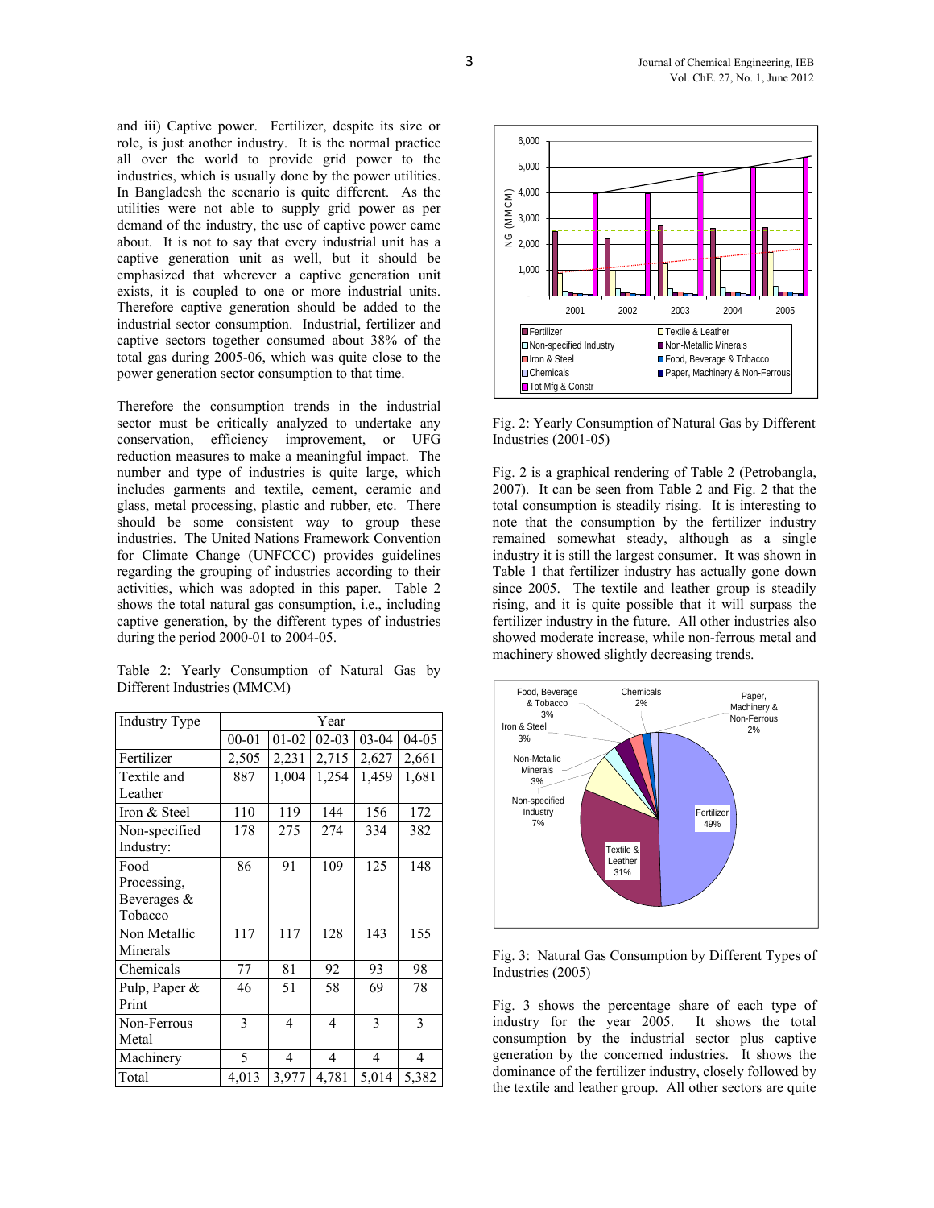and iii) Captive power. Fertilizer, despite its size or role, is just another industry. It is the normal practice all over the world to provide grid power to the industries, which is usually done by the power utilities. In Bangladesh the scenario is quite different. As the utilities were not able to supply grid power as per demand of the industry, the use of captive power came about. It is not to say that every industrial unit has a captive generation unit as well, but it should be emphasized that wherever a captive generation unit exists, it is coupled to one or more industrial units. Therefore captive generation should be added to the industrial sector consumption. Industrial, fertilizer and captive sectors together consumed about 38% of the total gas during 2005-06, which was quite close to the power generation sector consumption to that time.

Therefore the consumption trends in the industrial sector must be critically analyzed to undertake any conservation, efficiency improvement, or UFG reduction measures to make a meaningful impact. The number and type of industries is quite large, which includes garments and textile, cement, ceramic and glass, metal processing, plastic and rubber, etc. There should be some consistent way to group these industries. The United Nations Framework Convention for Climate Change (UNFCCC) provides guidelines regarding the grouping of industries according to their activities, which was adopted in this paper. Table 2 shows the total natural gas consumption, i.e., including captive generation, by the different types of industries during the period 2000-01 to 2004-05.

Table 2: Yearly Consumption of Natural Gas by Different Industries (MMCM)

| Industry Type | Year | | | | |
|---|---|---|---|---|---|
| | 00-01 | 01-02 | 02-03 | 03-04 | 04-05 |
| Fertilizer | 2,505 | 2,231 | 2,715 | 2,627 | 2,661 |
| Textile and Leather | 887 | 1,004 | 1,254 | 1,459 | 1,681 |
| Iron & Steel | 110 | 119 | 144 | 156 | 172 |
| Non-specified Industry: | 178 | 275 | 274 | 334 | 382 |
| Food Processing, Beverages & Tobacco | 86 | 91 | 109 | 125 | 148 |
| Non Metallic Minerals | 117 | 117 | 128 | 143 | 155 |
| Chemicals | 77 | 81 | 92 | 93 | 98 |
| Pulp, Paper & Print | 46 | 51 | 58 | 69 | 78 |
| Non-Ferrous Metal | 3 | 4 | 4 | 3 | 3 |
| Machinery | 5 | 4 | 4 | 4 | 4 |
| Total | 4,013 | 3,977 | 4,781 | 5,014 | 5,382 |

Fig. 2: Yearly Consumption of Natural Gas by Different Industries (2001-05)

Fig. 2 is a graphical rendering of Table 2 (Petrobangla, 2007). It can be seen from Table 2 and Fig. 2 that the total consumption is steadily rising. It is interesting to note that the consumption by the fertilizer industry remained somewhat steady, although as a single industry it is still the largest consumer. It was shown in Table 1 that fertilizer industry has actually gone down since 2005. The textile and leather group is steadily rising, and it is quite possible that it will surpass the fertilizer industry in the future. All other industries also showed moderate increase, while non-ferrous metal and machinery showed slightly decreasing trends.

Fig. 3: Natural Gas Consumption by Different Types of Industries (2005)

Fig. 3 shows the percentage share of each type of industry for the year 2005. It shows the total consumption by the industrial sector plus captive generation by the concerned industries. It shows the dominance of the fertilizer industry, closely followed by the textile and leather group. All other sectors are quite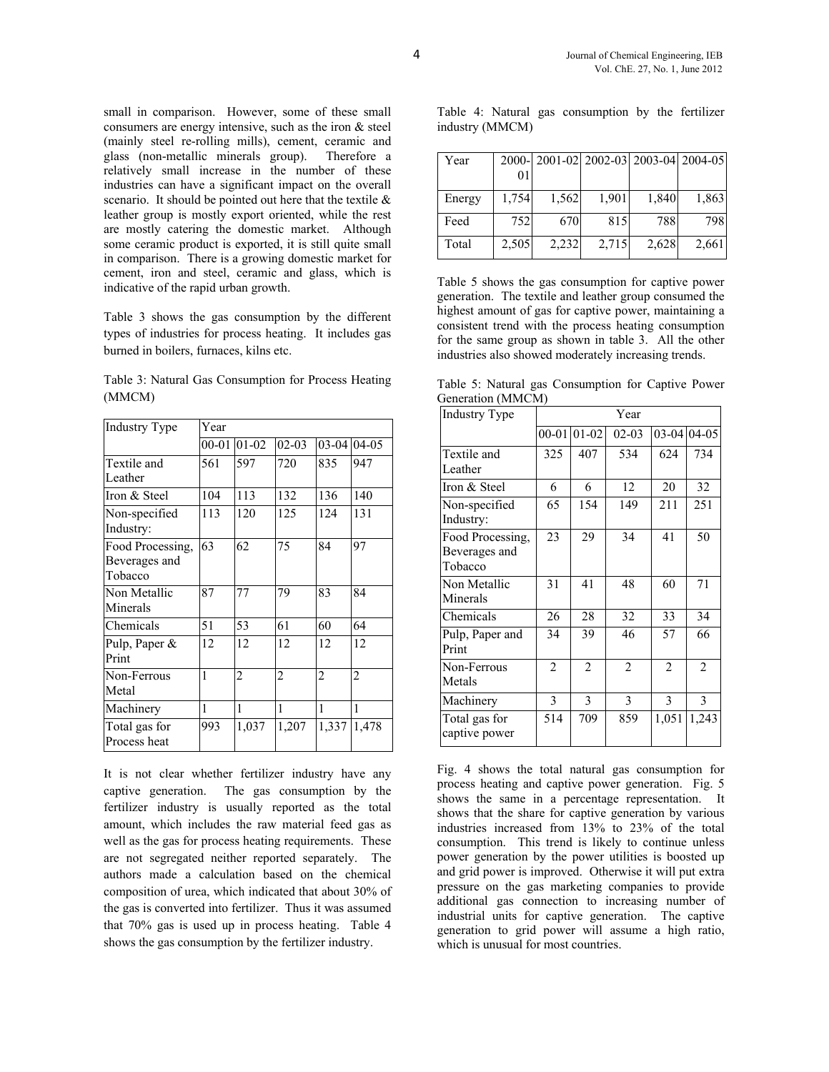small in comparison. However, some of these small consumers are energy intensive, such as the iron & steel (mainly steel re-rolling mills), cement, ceramic and glass (non-metallic minerals group). Therefore a relatively small increase in the number of these industries can have a significant impact on the overall scenario. It should be pointed out here that the textile & leather group is mostly export oriented, while the rest are mostly catering the domestic market. Although some ceramic product is exported, it is still quite small in comparison. There is a growing domestic market for cement, iron and steel, ceramic and glass, which is indicative of the rapid urban growth.

Table 3 shows the gas consumption by the different types of industries for process heating. It includes gas burned in boilers, furnaces, kilns etc.

Table 3: Natural Gas Consumption for Process Heating (MMCM)

| Industry Type | Year | | | | |
|---|---|---|---|---|---|
| | 00-01 | 01-02 | 02-03 | 03-04 | 04-05 |
| Textile and Leather | 561 | 597 | 720 | 835 | 947 |
| Iron & Steel | 104 | 113 | 132 | 136 | 140 |
| Non-specified Industry: | 113 | 120 | 125 | 124 | 131 |
| Food Processing, Beverages and Tobacco | 63 | 62 | 75 | 84 | 97 |
| Non Metallic Minerals | 87 | 77 | 79 | 83 | 84 |
| Chemicals | 51 | 53 | 61 | 60 | 64 |
| Pulp, Paper & Print | 12 | 12 | 12 | 12 | 12 |
| Non-Ferrous Metal | 1 | 2 | 2 | 2 | 2 |
| Machinery | 1 | 1 | 1 | 1 | 1 |
| Total gas for Process heat | 993 | 1,037 | 1,207 | 1,337 | 1,478 |

It is not clear whether fertilizer industry have any captive generation. The gas consumption by the fertilizer industry is usually reported as the total amount, which includes the raw material feed gas as well as the gas for process heating requirements. These are not segregated neither reported separately. The authors made a calculation based on the chemical composition of urea, which indicated that about 30% of the gas is converted into fertilizer. Thus it was assumed that 70% gas is used up in process heating. Table 4 shows the gas consumption by the fertilizer industry.

Table 4: Natural gas consumption by the fertilizer industry (MMCM)

| Year | 2000-01 | 2001-02 | 2002-03 | 2003-04 | 2004-05 |
|---|---|---|---|---|---|
| Energy | 1,754 | 1,562 | 1,901 | 1,840 | 1,863 |
| Feed | 752 | 670 | 815 | 788 | 798 |
| Total | 2,505 | 2,232 | 2,715 | 2,628 | 2,661 |

Table 5 shows the gas consumption for captive power generation. The textile and leather group consumed the highest amount of gas for captive power, maintaining a consistent trend with the process heating consumption for the same group as shown in table 3. All the other industries also showed moderately increasing trends.

Table 5: Natural gas Consumption for Captive Power Generation (MMCM)

| Industry Type | Year | | | | |
|---|---|---|---|---|---|
| | 00-01 | 01-02 | 02-03 | 03-04 | 04-05 |
| Textile and Leather | 325 | 407 | 534 | 624 | 734 |
| Iron & Steel | 6 | 6 | 12 | 20 | 32 |
| Non-specified Industry: | 65 | 154 | 149 | 211 | 251 |
| Food Processing, Beverages and Tobacco | 23 | 29 | 34 | 41 | 50 |
| Non Metallic Minerals | 31 | 41 | 48 | 60 | 71 |
| Chemicals | 26 | 28 | 32 | 33 | 34 |
| Pulp, Paper and Print | 34 | 39 | 46 | 57 | 66 |
| Non-Ferrous Metals | 2 | 2 | 2 | 2 | 2 |
| Machinery | 3 | 3 | 3 | 3 | 3 |
| Total gas for captive power | 514 | 709 | 859 | 1,051 | 1,243 |

Fig. 4 shows the total natural gas consumption for process heating and captive power generation. Fig. 5 shows the same in a percentage representation. It shows that the share for captive generation by various industries increased from 13% to 23% of the total consumption. This trend is likely to continue unless power generation by the power utilities is boosted up and grid power is improved. Otherwise it will put extra pressure on the gas marketing companies to provide additional gas connection to increasing number of industrial units for captive generation. The captive generation to grid power will assume a high ratio, which is unusual for most countries.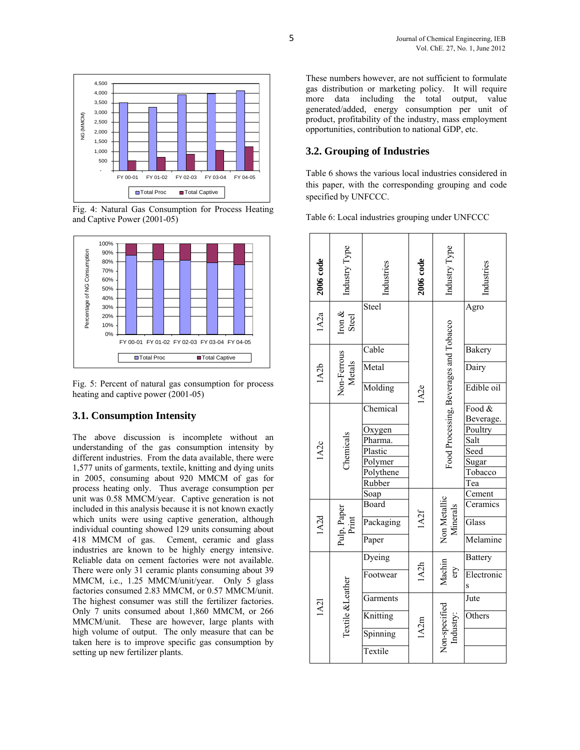Fig. 4: Natural Gas Consumption for Process Heating and Captive Power (2001-05)

Fig. 5: Percent of natural gas consumption for process heating and captive power (2001-05)

### 3.1. Consumption Intensity

The above discussion is incomplete without an understanding of the gas consumption intensity by different industries. From the data available, there were 1,577 units of garments, textile, knitting and dying units in 2005, consuming about 920 MMCM of gas for process heating only. Thus average consumption per unit was 0.58 MMCM/year. Captive generation is not included in this analysis because it is not known exactly which units were using captive generation, although individual counting showed 129 units consuming about 418 MMCM of gas. Cement, ceramic and glass industries are known to be highly energy intensive. Reliable data on cement factories were not available. There were only 31 ceramic plants consuming about 39 MMCM, i.e., 1.25 MMCM/unit/year. Only 5 glass factories consumed 2.83 MMCM, or 0.57 MMCM/unit. The highest consumer was still the fertilizer factories. Only 7 units consumed about 1,860 MMCM, or 266 MMCM/unit. These are however, large plants with high volume of output. The only measure that can be taken here is to improve specific gas consumption by setting up new fertilizer plants.

These numbers however, are not sufficient to formulate gas distribution or marketing policy. It will require more data including the total output, value generated/added, energy consumption per unit of product, profitability of the industry, mass employment opportunities, contribution to national GDP, etc.

### 3.2. Grouping of Industries

Table 6 shows the various local industries considered in this paper, with the corresponding grouping and code specified by UNFCCC.

Table 6: Local industries grouping under UNFCCC

| 2006 code | Industry Type | Industries | 2006 code | Industry Type | Industries |
|---|---|---|---|---|---|
| 1A2a | Iron & Steel | Steel | 1A2e | Food Processing, Beverages and Tobacco | Agro |
| 1A2b | Non-Ferrous Metals | Cable | | | Bakery |
| | | Metal | | | Dairy |
| | | Molding | | | Edible oil |
| 1A2c | Chemicals | Chemical | | | Food & Beverage. |
| | | Oxygen | | | Poultry |
| | | Pharma. | | | Salt |
| | | Plastic | | | Seed |
| | | Polymer | | | Sugar |
| | | Polythene | | | Tobacco |
| | | Rubber | | | Tea |
| | | Soap | 1A2f | Non Metallic Minerals | Cement |
| 1A2d | Pulp, Paper Print | Board | | | Ceramics |
| | | Packaging | | | Glass |
| | | Paper | | | Melamine |
| 1A2l | Textile &Leather | Dyeing | 1A2h | Machinery | Battery |
| | | Footwear | | | Electronics |
| | | Garments | 1A2m | Non-specified Industry: | Jute |
| | | Knitting | | | Others |
| | | Spinning | | | |
| | | Textile | | | |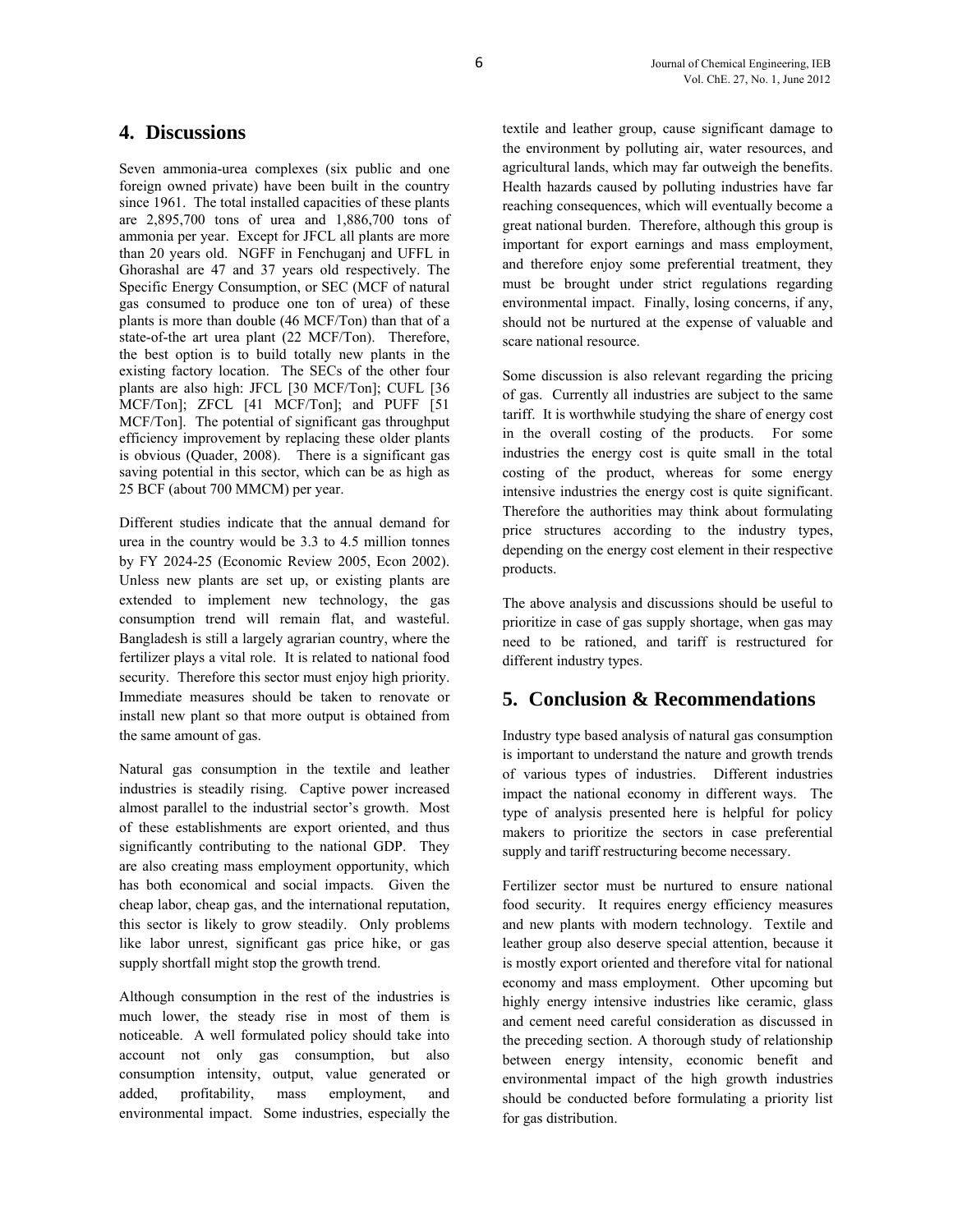## 4. Discussions

Seven ammonia-urea complexes (six public and one foreign owned private) have been built in the country since 1961. The total installed capacities of these plants are 2,895,700 tons of urea and 1,886,700 tons of ammonia per year. Except for JFCL all plants are more than 20 years old. NGFF in Fenchuganj and UFFL in Ghorashal are 47 and 37 years old respectively. The Specific Energy Consumption, or SEC (MCF of natural gas consumed to produce one ton of urea) of these plants is more than double (46 MCF/Ton) than that of a state-of-the art urea plant (22 MCF/Ton). Therefore, the best option is to build totally new plants in the existing factory location. The SECs of the other four plants are also high: JFCL [30 MCF/Ton]; CUFL [36 MCF/Ton]; ZFCL [41 MCF/Ton]; and PUFF [51 MCF/Ton]. The potential of significant gas throughput efficiency improvement by replacing these older plants is obvious (Quader, 2008). There is a significant gas saving potential in this sector, which can be as high as 25 BCF (about 700 MMCM) per year.

Different studies indicate that the annual demand for urea in the country would be 3.3 to 4.5 million tonnes by FY 2024-25 (Economic Review 2005, Econ 2002). Unless new plants are set up, or existing plants are extended to implement new technology, the gas consumption trend will remain flat, and wasteful. Bangladesh is still a largely agrarian country, where the fertilizer plays a vital role. It is related to national food security. Therefore this sector must enjoy high priority. Immediate measures should be taken to renovate or install new plant so that more output is obtained from the same amount of gas.

Natural gas consumption in the textile and leather industries is steadily rising. Captive power increased almost parallel to the industrial sector's growth. Most of these establishments are export oriented, and thus significantly contributing to the national GDP. They are also creating mass employment opportunity, which has both economical and social impacts. Given the cheap labor, cheap gas, and the international reputation, this sector is likely to grow steadily. Only problems like labor unrest, significant gas price hike, or gas supply shortfall might stop the growth trend.

Although consumption in the rest of the industries is much lower, the steady rise in most of them is noticeable. A well formulated policy should take into account not only gas consumption, but also consumption intensity, output, value generated or added, profitability, mass employment, and environmental impact. Some industries, especially the textile and leather group, cause significant damage to the environment by polluting air, water resources, and agricultural lands, which may far outweigh the benefits. Health hazards caused by polluting industries have far reaching consequences, which will eventually become a great national burden. Therefore, although this group is important for export earnings and mass employment, and therefore enjoy some preferential treatment, they must be brought under strict regulations regarding environmental impact. Finally, losing concerns, if any, should not be nurtured at the expense of valuable and scare national resource.

Some discussion is also relevant regarding the pricing of gas. Currently all industries are subject to the same tariff. It is worthwhile studying the share of energy cost in the overall costing of the products. For some industries the energy cost is quite small in the total costing of the product, whereas for some energy intensive industries the energy cost is quite significant. Therefore the authorities may think about formulating price structures according to the industry types, depending on the energy cost element in their respective products.

The above analysis and discussions should be useful to prioritize in case of gas supply shortage, when gas may need to be rationed, and tariff is restructured for different industry types.

## 5. Conclusion & Recommendations

Industry type based analysis of natural gas consumption is important to understand the nature and growth trends of various types of industries. Different industries impact the national economy in different ways. The type of analysis presented here is helpful for policy makers to prioritize the sectors in case preferential supply and tariff restructuring become necessary.

Fertilizer sector must be nurtured to ensure national food security. It requires energy efficiency measures and new plants with modern technology. Textile and leather group also deserve special attention, because it is mostly export oriented and therefore vital for national economy and mass employment. Other upcoming but highly energy intensive industries like ceramic, glass and cement need careful consideration as discussed in the preceding section. A thorough study of relationship between energy intensity, economic benefit and environmental impact of the high growth industries should be conducted before formulating a priority list for gas distribution.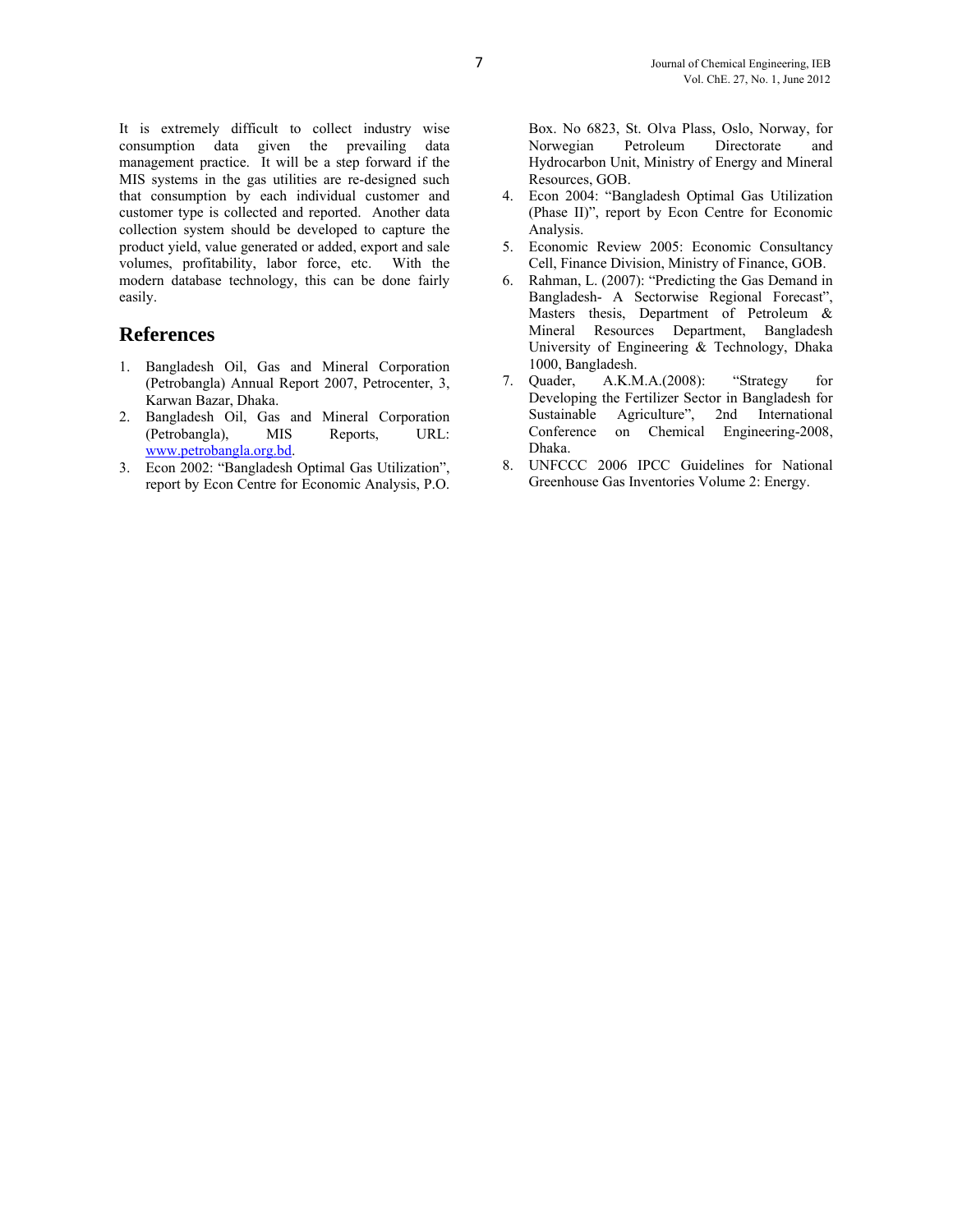It is extremely difficult to collect industry wise consumption data given the prevailing data management practice. It will be a step forward if the MIS systems in the gas utilities are re-designed such that consumption by each individual customer and customer type is collected and reported. Another data collection system should be developed to capture the product yield, value generated or added, export and sale volumes, profitability, labor force, etc. With the modern database technology, this can be done fairly easily.

## References

1. Bangladesh Oil, Gas and Mineral Corporation (Petrobangla) Annual Report 2007, Petrocenter, 3, Karwan Bazar, Dhaka.
2. Bangladesh Oil, Gas and Mineral Corporation (Petrobangla), MIS Reports, URL: www.petrobangla.org.bd.
3. Econ 2002: "Bangladesh Optimal Gas Utilization", report by Econ Centre for Economic Analysis, P.O. Box. No 6823, St. Olva Plass, Oslo, Norway, for Norwegian Petroleum Directorate and Hydrocarbon Unit, Ministry of Energy and Mineral Resources, GOB.
4. Econ 2004: "Bangladesh Optimal Gas Utilization (Phase II)", report by Econ Centre for Economic Analysis.
5. Economic Review 2005: Economic Consultancy Cell, Finance Division, Ministry of Finance, GOB.
6. Rahman, L. (2007): "Predicting the Gas Demand in Bangladesh- A Sectorwise Regional Forecast", Masters thesis, Department of Petroleum & Mineral Resources Department, Bangladesh University of Engineering & Technology, Dhaka 1000, Bangladesh.
7. Quader, A.K.M.A.(2008): "Strategy for Developing the Fertilizer Sector in Bangladesh for Sustainable Agriculture", 2nd International Conference on Chemical Engineering-2008, Dhaka.
8. UNFCCC 2006 IPCC Guidelines for National Greenhouse Gas Inventories Volume 2: Energy.